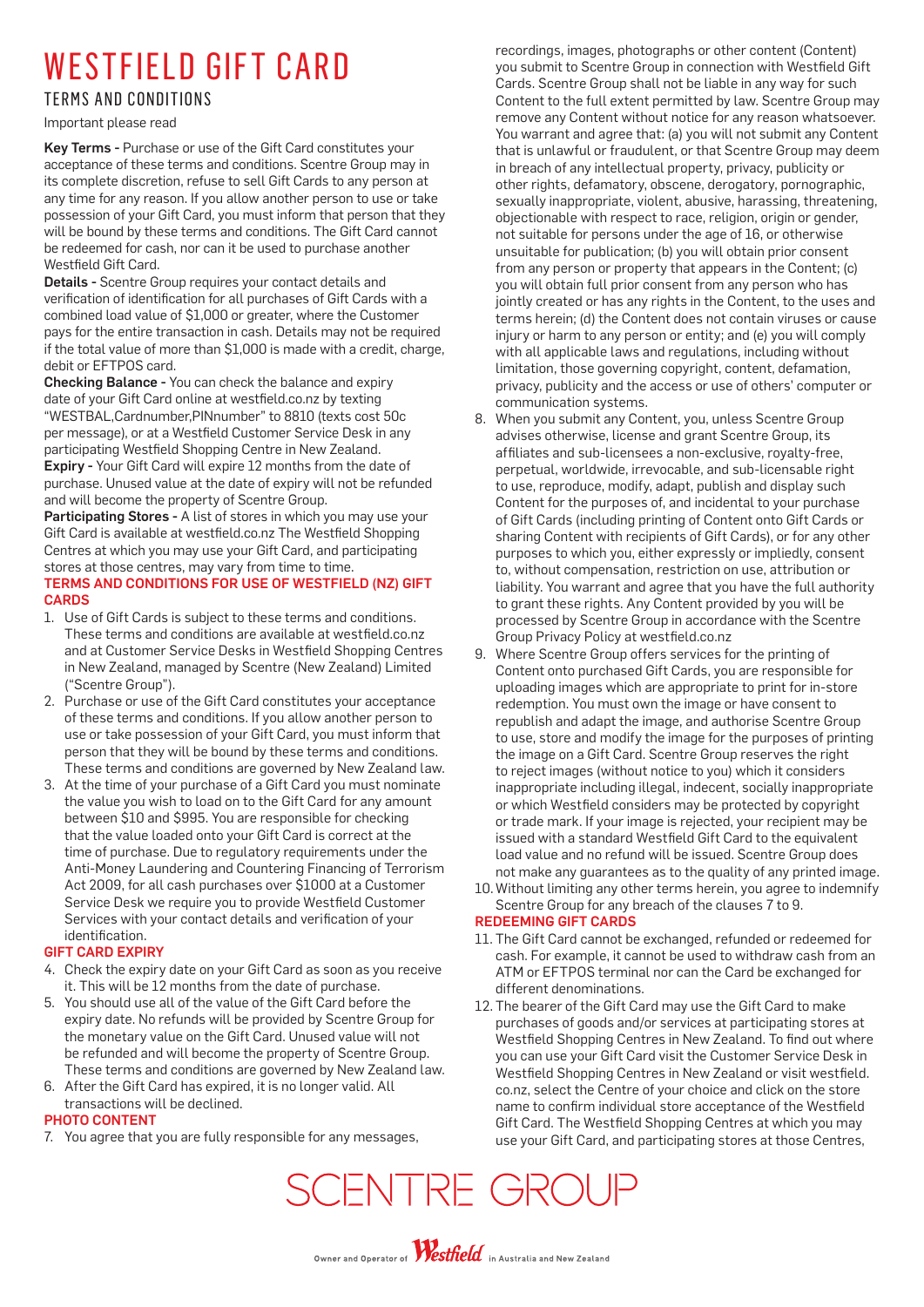# WESTFIELD GIFT CARD

## TERMS AND CONDITIONS

Important please read

**Key Terms -** Purchase or use of the Gift Card constitutes your acceptance of these terms and conditions. Scentre Group may in its complete discretion, refuse to sell Gift Cards to any person at any time for any reason. If you allow another person to use or take possession of your Gift Card, you must inform that person that they will be bound by these terms and conditions. The Gift Card cannot be redeemed for cash, nor can it be used to purchase another Westfield Gift Card.

**Details -** Scentre Group requires your contact details and verification of identification for all purchases of Gift Cards with a combined load value of $1,000 or greater, where the Customer pays for the entire transaction in cash. Details may not be required if the total value of more than $1,000 is made with a credit, charge, debit or EFTPOS card.

**Checking Balance -** You can check the balance and expiry date of your Gift Card online at westfield.co.nz by texting "WESTBAL,Cardnumber,PINnumber" to 8810 (texts cost 50c per message), or at a Westfield Customer Service Desk in any participating Westfield Shopping Centre in New Zealand.

**Expiry -** Your Gift Card will expire 12 months from the date of purchase. Unused value at the date of expiry will not be refunded and will become the property of Scentre Group.

**Participating Stores -** A list of stores in which you may use your Gift Card is available at westfield.co.nz The Westfield Shopping Centres at which you may use your Gift Card, and participating stores at those centres, may vary from time to time.

### TERMS AND CONDITIONS FOR USE OF WESTFIELD (NZ) GIFT CARDS

1. Use of Gift Cards is subject to these terms and conditions. These terms and conditions are available at westfield.co.nz and at Customer Service Desks in Westfield Shopping Centres in New Zealand, managed by Scentre (New Zealand) Limited ("Scentre Group").
2. Purchase or use of the Gift Card constitutes your acceptance of these terms and conditions. If you allow another person to use or take possession of your Gift Card, you must inform that person that they will be bound by these terms and conditions. These terms and conditions are governed by New Zealand law.
3. At the time of your purchase of a Gift Card you must nominate the value you wish to load on to the Gift Card for any amount between $10 and $995. You are responsible for checking that the value loaded onto your Gift Card is correct at the time of purchase. Due to regulatory requirements under the Anti-Money Laundering and Countering Financing of Terrorism Act 2009, for all cash purchases over $1000 at a Customer Service Desk we require you to provide Westfield Customer Services with your contact details and verification of your identification.

### GIFT CARD EXPIRY

4. Check the expiry date on your Gift Card as soon as you receive it. This will be 12 months from the date of purchase.
5. You should use all of the value of the Gift Card before the expiry date. No refunds will be provided by Scentre Group for the monetary value on the Gift Card. Unused value will not be refunded and will become the property of Scentre Group. These terms and conditions are governed by New Zealand law.
6. After the Gift Card has expired, it is no longer valid. All transactions will be declined.

### PHOTO CONTENT

7. You agree that you are fully responsible for any messages, recordings, images, photographs or other content (Content) you submit to Scentre Group in connection with Westfield Gift Cards. Scentre Group shall not be liable in any way for such Content to the full extent permitted by law. Scentre Group may remove any Content without notice for any reason whatsoever. You warrant and agree that: (a) you will not submit any Content that is unlawful or fraudulent, or that Scentre Group may deem in breach of any intellectual property, privacy, publicity or other rights, defamatory, obscene, derogatory, pornographic, sexually inappropriate, violent, abusive, harassing, threatening, objectionable with respect to race, religion, origin or gender, not suitable for persons under the age of 16, or otherwise unsuitable for publication; (b) you will obtain prior consent from any person or property that appears in the Content; (c) you will obtain full prior consent from any person who has jointly created or has any rights in the Content, to the uses and terms herein; (d) the Content does not contain viruses or cause injury or harm to any person or entity; and (e) you will comply with all applicable laws and regulations, including without limitation, those governing copyright, content, defamation, privacy, publicity and the access or use of others' computer or communication systems.
8. When you submit any Content, you, unless Scentre Group advises otherwise, license and grant Scentre Group, its affiliates and sub-licensees a non-exclusive, royalty-free, perpetual, worldwide, irrevocable, and sub-licensable right to use, reproduce, modify, adapt, publish and display such Content for the purposes of, and incidental to your purchase of Gift Cards (including printing of Content onto Gift Cards or sharing Content with recipients of Gift Cards), or for any other purposes to which you, either expressly or impliedly, consent to, without compensation, restriction on use, attribution or liability. You warrant and agree that you have the full authority to grant these rights. Any Content provided by you will be processed by Scentre Group in accordance with the Scentre Group Privacy Policy at westfield.co.nz
9. Where Scentre Group offers services for the printing of Content onto purchased Gift Cards, you are responsible for uploading images which are appropriate to print for in-store redemption. You must own the image or have consent to republish and adapt the image, and authorise Scentre Group to use, store and modify the image for the purposes of printing the image on a Gift Card. Scentre Group reserves the right to reject images (without notice to you) which it considers inappropriate including illegal, indecent, socially inappropriate or which Westfield considers may be protected by copyright or trade mark. If your image is rejected, your recipient may be issued with a standard Westfield Gift Card to the equivalent load value and no refund will be issued. Scentre Group does not make any guarantees as to the quality of any printed image.
10. Without limiting any other terms herein, you agree to indemnify Scentre Group for any breach of the clauses 7 to 9.

### REDEEMING GIFT CARDS

11. The Gift Card cannot be exchanged, refunded or redeemed for cash. For example, it cannot be used to withdraw cash from an ATM or EFTPOS terminal nor can the Card be exchanged for different denominations.
12. The bearer of the Gift Card may use the Gift Card to make purchases of goods and/or services at participating stores at Westfield Shopping Centres in New Zealand. To find out where you can use your Gift Card visit the Customer Service Desk in Westfield Shopping Centres in New Zealand or visit westfield.co.nz, select the Centre of your choice and click on the store name to confirm individual store acceptance of the Westfield Gift Card. The Westfield Shopping Centres at which you may use your Gift Card, and participating stores at those Centres,

SCENTRE GROUP

Owner and Operator of Westfield in Australia and New Zealand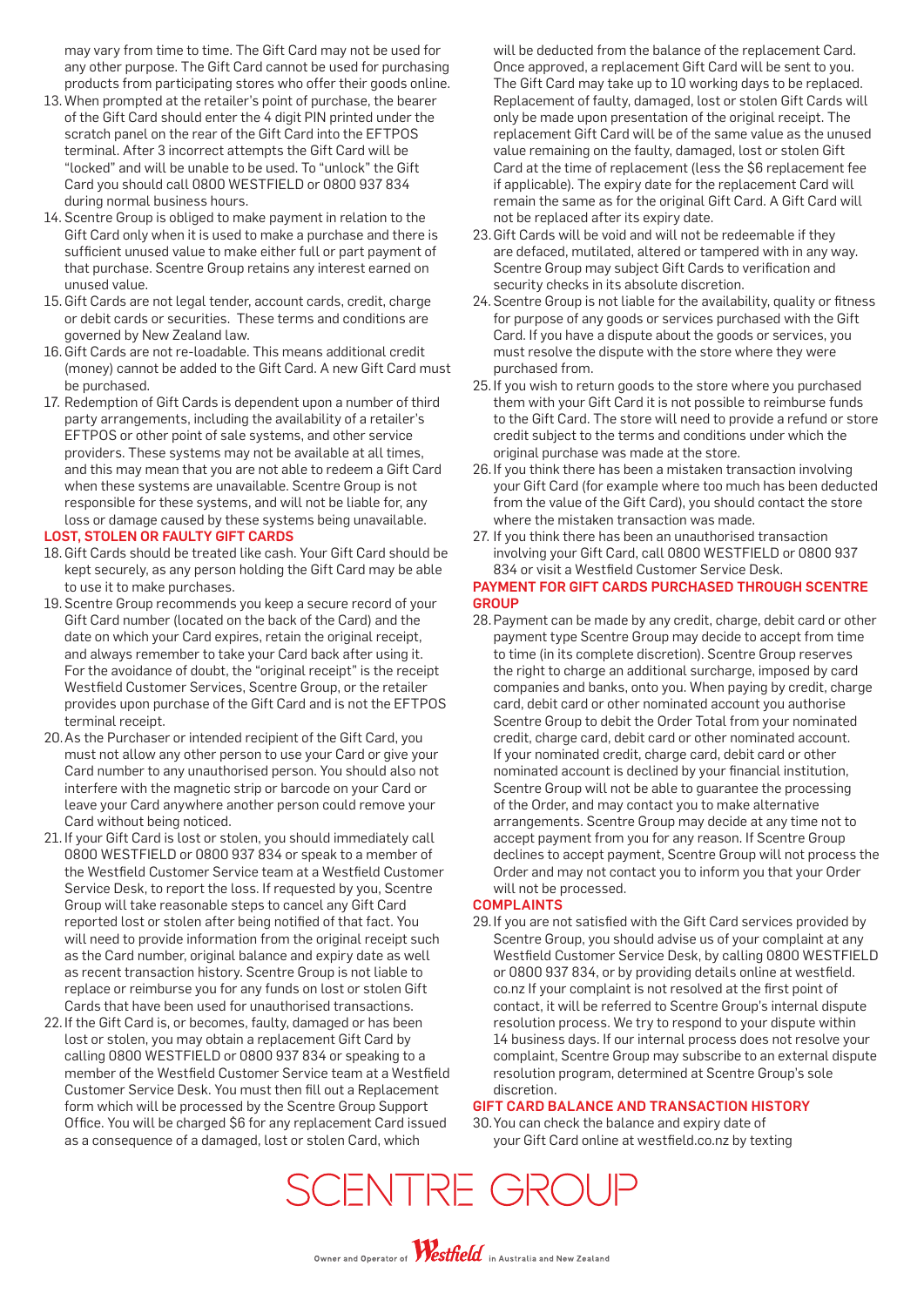may vary from time to time. The Gift Card may not be used for any other purpose. The Gift Card cannot be used for purchasing products from participating stores who offer their goods online.

13. When prompted at the retailer's point of purchase, the bearer of the Gift Card should enter the 4 digit PIN printed under the scratch panel on the rear of the Gift Card into the EFTPOS terminal. After 3 incorrect attempts the Gift Card will be "locked" and will be unable to be used. To "unlock" the Gift Card you should call 0800 WESTFIELD or 0800 937 834 during normal business hours.
14. Scentre Group is obliged to make payment in relation to the Gift Card only when it is used to make a purchase and there is sufficient unused value to make either full or part payment of that purchase. Scentre Group retains any interest earned on unused value.
15. Gift Cards are not legal tender, account cards, credit, charge or debit cards or securities. These terms and conditions are governed by New Zealand law.
16. Gift Cards are not re-loadable. This means additional credit (money) cannot be added to the Gift Card. A new Gift Card must be purchased.
17. Redemption of Gift Cards is dependent upon a number of third party arrangements, including the availability of a retailer's EFTPOS or other point of sale systems, and other service providers. These systems may not be available at all times, and this may mean that you are not able to redeem a Gift Card when these systems are unavailable. Scentre Group is not responsible for these systems, and will not be liable for, any loss or damage caused by these systems being unavailable.

## LOST, STOLEN OR FAULTY GIFT CARDS

18. Gift Cards should be treated like cash. Your Gift Card should be kept securely, as any person holding the Gift Card may be able to use it to make purchases.
19. Scentre Group recommends you keep a secure record of your Gift Card number (located on the back of the Card) and the date on which your Card expires, retain the original receipt, and always remember to take your Card back after using it. For the avoidance of doubt, the "original receipt" is the receipt Westfield Customer Services, Scentre Group, or the retailer provides upon purchase of the Gift Card and is not the EFTPOS terminal receipt.
20. As the Purchaser or intended recipient of the Gift Card, you must not allow any other person to use your Card or give your Card number to any unauthorised person. You should also not interfere with the magnetic strip or barcode on your Card or leave your Card anywhere another person could remove your Card without being noticed.
21. If your Gift Card is lost or stolen, you should immediately call 0800 WESTFIELD or 0800 937 834 or speak to a member of the Westfield Customer Service team at a Westfield Customer Service Desk, to report the loss. If requested by you, Scentre Group will take reasonable steps to cancel any Gift Card reported lost or stolen after being notified of that fact. You will need to provide information from the original receipt such as the Card number, original balance and expiry date as well as recent transaction history. Scentre Group is not liable to replace or reimburse you for any funds on lost or stolen Gift Cards that have been used for unauthorised transactions.
22. If the Gift Card is, or becomes, faulty, damaged or has been lost or stolen, you may obtain a replacement Gift Card by calling 0800 WESTFIELD or 0800 937 834 or speaking to a member of the Westfield Customer Service team at a Westfield Customer Service Desk. You must then fill out a Replacement form which will be processed by the Scentre Group Support Office. You will be charged $6 for any replacement Card issued as a consequence of a damaged, lost or stolen Card, which will be deducted from the balance of the replacement Card. Once approved, a replacement Gift Card will be sent to you. The Gift Card may take up to 10 working days to be replaced. Replacement of faulty, damaged, lost or stolen Gift Cards will only be made upon presentation of the original receipt. The replacement Gift Card will be of the same value as the unused value remaining on the faulty, damaged, lost or stolen Gift Card at the time of replacement (less the $6 replacement fee if applicable). The expiry date for the replacement Card will remain the same as for the original Gift Card. A Gift Card will not be replaced after its expiry date.
23. Gift Cards will be void and will not be redeemable if they are defaced, mutilated, altered or tampered with in any way. Scentre Group may subject Gift Cards to verification and security checks in its absolute discretion.
24. Scentre Group is not liable for the availability, quality or fitness for purpose of any goods or services purchased with the Gift Card. If you have a dispute about the goods or services, you must resolve the dispute with the store where they were purchased from.
25. If you wish to return goods to the store where you purchased them with your Gift Card it is not possible to reimburse funds to the Gift Card. The store will need to provide a refund or store credit subject to the terms and conditions under which the original purchase was made at the store.
26. If you think there has been a mistaken transaction involving your Gift Card (for example where too much has been deducted from the value of the Gift Card), you should contact the store where the mistaken transaction was made.
27. If you think there has been an unauthorised transaction involving your Gift Card, call 0800 WESTFIELD or 0800 937 834 or visit a Westfield Customer Service Desk.

## PAYMENT FOR GIFT CARDS PURCHASED THROUGH SCENTRE GROUP

28. Payment can be made by any credit, charge, debit card or other payment type Scentre Group may decide to accept from time to time (in its complete discretion). Scentre Group reserves the right to charge an additional surcharge, imposed by card companies and banks, onto you. When paying by credit, charge card, debit card or other nominated account you authorise Scentre Group to debit the Order Total from your nominated credit, charge card, debit card or other nominated account. If your nominated credit, charge card, debit card or other nominated account is declined by your financial institution, Scentre Group will not be able to guarantee the processing of the Order, and may contact you to make alternative arrangements. Scentre Group may decide at any time not to accept payment from you for any reason. If Scentre Group declines to accept payment, Scentre Group will not process the Order and may not contact you to inform you that your Order will not be processed.

## COMPLAINTS

29. If you are not satisfied with the Gift Card services provided by Scentre Group, you should advise us of your complaint at any Westfield Customer Service Desk, by calling 0800 WESTFIELD or 0800 937 834, or by providing details online at westfield.co.nz If your complaint is not resolved at the first point of contact, it will be referred to Scentre Group's internal dispute resolution process. We try to respond to your dispute within 14 business days. If our internal process does not resolve your complaint, Scentre Group may subscribe to an external dispute resolution program, determined at Scentre Group's sole discretion.

## GIFT CARD BALANCE AND TRANSACTION HISTORY

30. You can check the balance and expiry date of your Gift Card online at westfield.co.nz by texting

SCENTRE GROUP

Owner and Operator of Westfield in Australia and New Zealand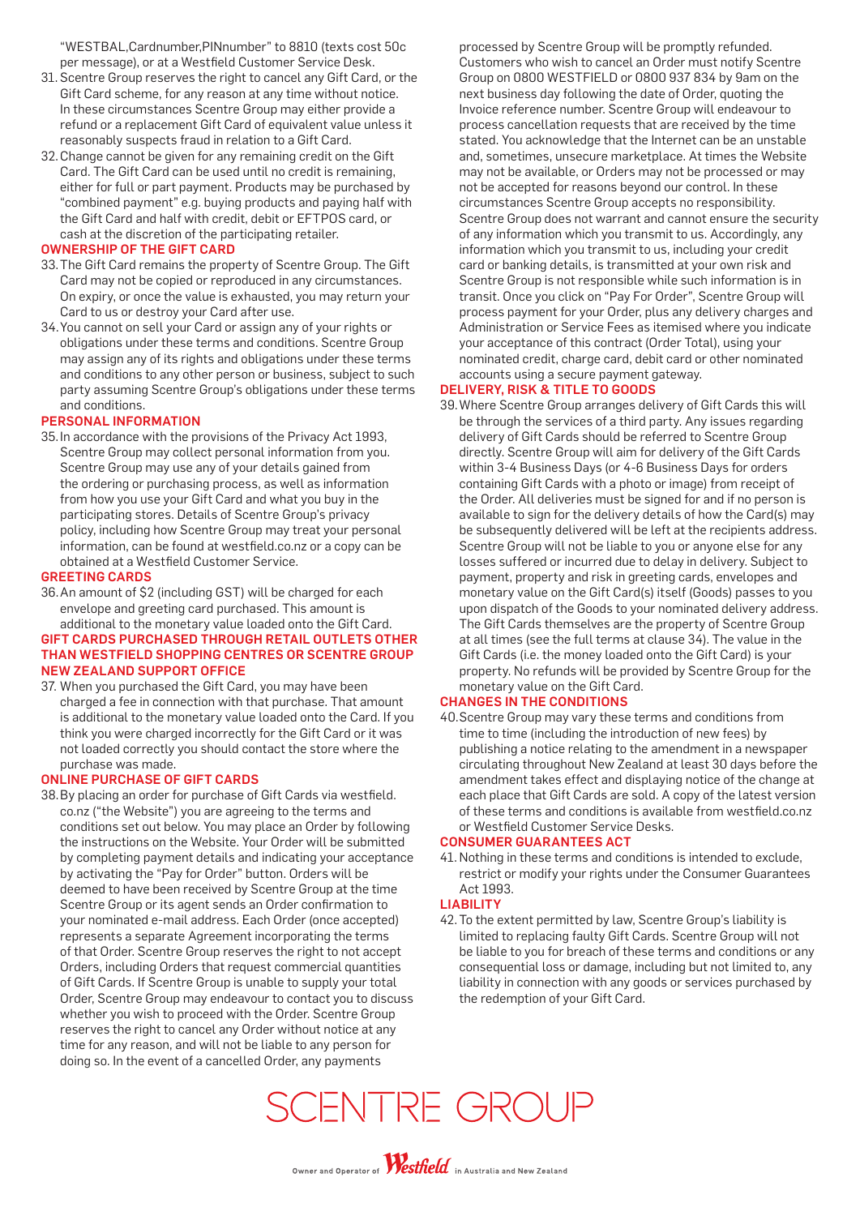"WESTBAL,Cardnumber,PINnumber" to 8810 (texts cost 50c per message), or at a Westfield Customer Service Desk.

31. Scentre Group reserves the right to cancel any Gift Card, or the Gift Card scheme, for any reason at any time without notice. In these circumstances Scentre Group may either provide a refund or a replacement Gift Card of equivalent value unless it reasonably suspects fraud in relation to a Gift Card.
32. Change cannot be given for any remaining credit on the Gift Card. The Gift Card can be used until no credit is remaining, either for full or part payment. Products may be purchased by "combined payment" e.g. buying products and paying half with the Gift Card and half with credit, debit or EFTPOS card, or cash at the discretion of the participating retailer.

## OWNERSHIP OF THE GIFT CARD

33. The Gift Card remains the property of Scentre Group. The Gift Card may not be copied or reproduced in any circumstances. On expiry, or once the value is exhausted, you may return your Card to us or destroy your Card after use.
34. You cannot on sell your Card or assign any of your rights or obligations under these terms and conditions. Scentre Group may assign any of its rights and obligations under these terms and conditions to any other person or business, subject to such party assuming Scentre Group's obligations under these terms and conditions.

## PERSONAL INFORMATION

35. In accordance with the provisions of the Privacy Act 1993, Scentre Group may collect personal information from you. Scentre Group may use any of your details gained from the ordering or purchasing process, as well as information from how you use your Gift Card and what you buy in the participating stores. Details of Scentre Group's privacy policy, including how Scentre Group may treat your personal information, can be found at westfield.co.nz or a copy can be obtained at a Westfield Customer Service.

## GREETING CARDS

36. An amount of $2 (including GST) will be charged for each envelope and greeting card purchased. This amount is additional to the monetary value loaded onto the Gift Card.

## GIFT CARDS PURCHASED THROUGH RETAIL OUTLETS OTHER THAN WESTFIELD SHOPPING CENTRES OR SCENTRE GROUP NEW ZEALAND SUPPORT OFFICE

37. When you purchased the Gift Card, you may have been charged a fee in connection with that purchase. That amount is additional to the monetary value loaded onto the Card. If you think you were charged incorrectly for the Gift Card or it was not loaded correctly you should contact the store where the purchase was made.

## ONLINE PURCHASE OF GIFT CARDS

38. By placing an order for purchase of Gift Cards via westfield.co.nz ("the Website") you are agreeing to the terms and conditions set out below. You may place an Order by following the instructions on the Website. Your Order will be submitted by completing payment details and indicating your acceptance by activating the "Pay for Order" button. Orders will be deemed to have been received by Scentre Group at the time Scentre Group or its agent sends an Order confirmation to your nominated e-mail address. Each Order (once accepted) represents a separate Agreement incorporating the terms of that Order. Scentre Group reserves the right to not accept Orders, including Orders that request commercial quantities of Gift Cards. If Scentre Group is unable to supply your total Order, Scentre Group may endeavour to contact you to discuss whether you wish to proceed with the Order. Scentre Group reserves the right to cancel any Order without notice at any time for any reason, and will not be liable to any person for doing so. In the event of a cancelled Order, any payments processed by Scentre Group will be promptly refunded. Customers who wish to cancel an Order must notify Scentre Group on 0800 WESTFIELD or 0800 937 834 by 9am on the next business day following the date of Order, quoting the Invoice reference number. Scentre Group will endeavour to process cancellation requests that are received by the time stated. You acknowledge that the Internet can be an unstable and, sometimes, unsecure marketplace. At times the Website may not be available, or Orders may not be processed or may not be accepted for reasons beyond our control. In these circumstances Scentre Group accepts no responsibility. Scentre Group does not warrant and cannot ensure the security of any information which you transmit to us. Accordingly, any information which you transmit to us, including your credit card or banking details, is transmitted at your own risk and Scentre Group is not responsible while such information is in transit. Once you click on "Pay For Order", Scentre Group will process payment for your Order, plus any delivery charges and Administration or Service Fees as itemised where you indicate your acceptance of this contract (Order Total), using your nominated credit, charge card, debit card or other nominated accounts using a secure payment gateway.

## DELIVERY, RISK & TITLE TO GOODS

39. Where Scentre Group arranges delivery of Gift Cards this will be through the services of a third party. Any issues regarding delivery of Gift Cards should be referred to Scentre Group directly. Scentre Group will aim for delivery of the Gift Cards within 3-4 Business Days (or 4-6 Business Days for orders containing Gift Cards with a photo or image) from receipt of the Order. All deliveries must be signed for and if no person is available to sign for the delivery details of how the Card(s) may be subsequently delivered will be left at the recipients address. Scentre Group will not be liable to you or anyone else for any losses suffered or incurred due to delay in delivery. Subject to payment, property and risk in greeting cards, envelopes and monetary value on the Gift Card(s) itself (Goods) passes to you upon dispatch of the Goods to your nominated delivery address. The Gift Cards themselves are the property of Scentre Group at all times (see the full terms at clause 34). The value in the Gift Cards (i.e. the money loaded onto the Gift Card) is your property. No refunds will be provided by Scentre Group for the monetary value on the Gift Card.

## CHANGES IN THE CONDITIONS

40. Scentre Group may vary these terms and conditions from time to time (including the introduction of new fees) by publishing a notice relating to the amendment in a newspaper circulating throughout New Zealand at least 30 days before the amendment takes effect and displaying notice of the change at each place that Gift Cards are sold. A copy of the latest version of these terms and conditions is available from westfield.co.nz or Westfield Customer Service Desks.

## CONSUMER GUARANTEES ACT

41. Nothing in these terms and conditions is intended to exclude, restrict or modify your rights under the Consumer Guarantees Act 1993.

## LIABILITY

42. To the extent permitted by law, Scentre Group's liability is limited to replacing faulty Gift Cards. Scentre Group will not be liable to you for breach of these terms and conditions or any consequential loss or damage, including but not limited to, any liability in connection with any goods or services purchased by the redemption of your Gift Card.

SCENTRE GROUP

Owner and Operator of Westfield in Australia and New Zealand